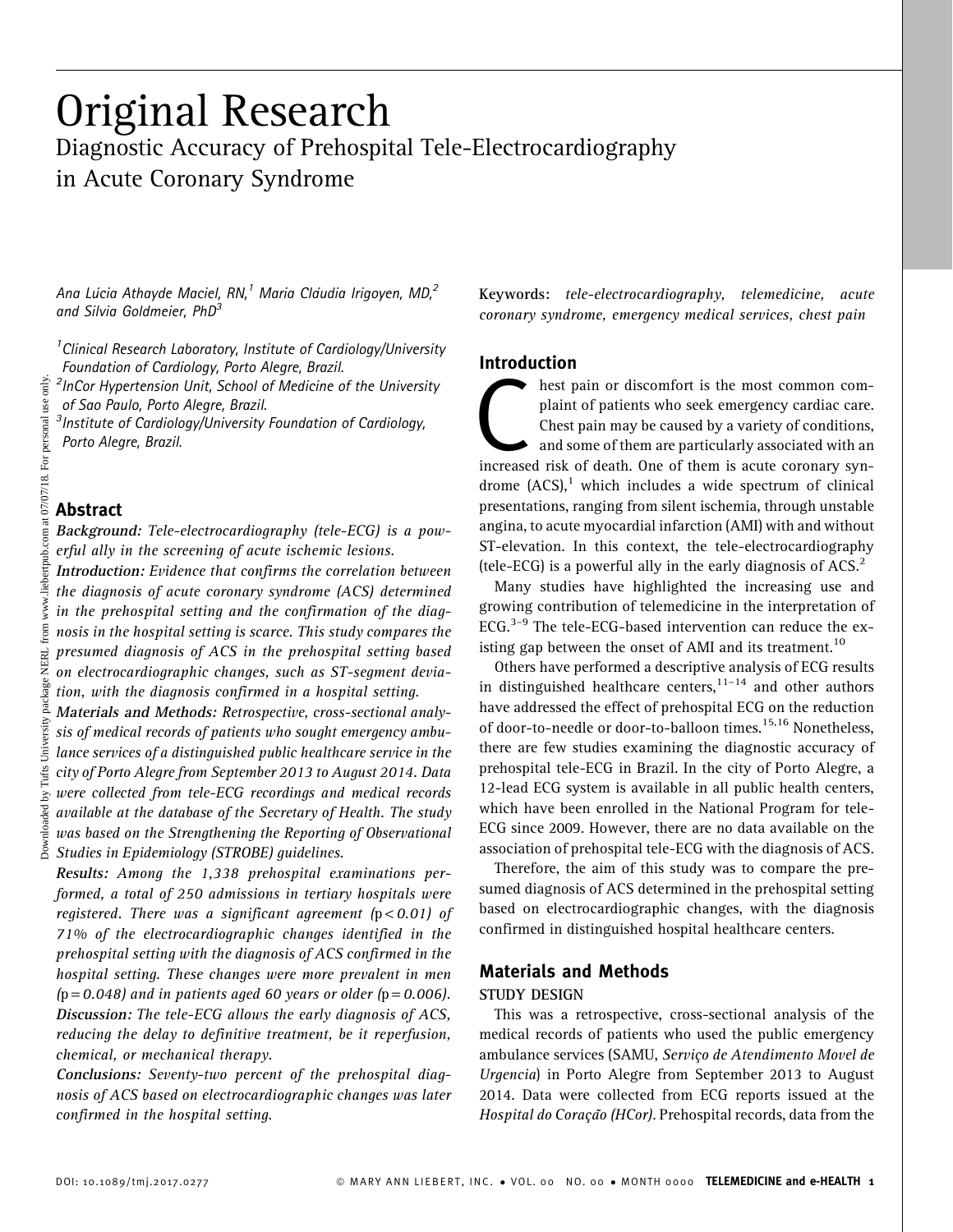# Original Research

## Diagnostic Accuracy of Prehospital Tele-Electrocardiography in Acute Coronary Syndrome

*Ana Lúcia Athayde Maciel, RN,[1] Maria Cláudia Irigoyen, MD,[2] and Silvia Goldmeier, PhD[3]*

[1]*Clinical Research Laboratory, Institute of Cardiology/University Foundation of Cardiology, Porto Alegre, Brazil.*

[2]*InCor Hypertension Unit, School of Medicine of the University of Sao Paulo, Porto Alegre, Brazil.*

[3]*Institute of Cardiology/University Foundation of Cardiology, Porto Alegre, Brazil.*

## Abstract

***Background:*** *Tele-electrocardiography (tele-ECG) is a powerful ally in the screening of acute ischemic lesions.*

***Introduction:*** *Evidence that confirms the correlation between the diagnosis of acute coronary syndrome (ACS) determined in the prehospital setting and the confirmation of the diagnosis in the hospital setting is scarce. This study compares the presumed diagnosis of ACS in the prehospital setting based on electrocardiographic changes, such as ST-segment deviation, with the diagnosis confirmed in a hospital setting.*

***Materials and Methods:*** *Retrospective, cross-sectional analysis of medical records of patients who sought emergency ambulance services of a distinguished public healthcare service in the city of Porto Alegre from September 2013 to August 2014. Data were collected from tele-ECG recordings and medical records available at the database of the Secretary of Health. The study was based on the Strengthening the Reporting of Observational Studies in Epidemiology (STROBE) guidelines.*

***Results:*** *Among the 1,338 prehospital examinations performed, a total of 250 admissions in tertiary hospitals were registered. There was a significant agreement ($p < 0.01$) of 71% of the electrocardiographic changes identified in the prehospital setting with the diagnosis of ACS confirmed in the hospital setting. These changes were more prevalent in men ($p = 0.048$) and in patients aged 60 years or older ($p = 0.006$).*

***Discussion:*** *The tele-ECG allows the early diagnosis of ACS, reducing the delay to definitive treatment, be it reperfusion, chemical, or mechanical therapy.*

***Conclusions:*** *Seventy-two percent of the prehospital diagnosis of ACS based on electrocardiographic changes was later confirmed in the hospital setting.*

**Keywords:** *tele-electrocardiography, telemedicine, acute coronary syndrome, emergency medical services, chest pain*

## Introduction

Chest pain or discomfort is the most common complaint of patients who seek emergency cardiac care. Chest pain may be caused by a variety of conditions, and some of them are particularly associated with an increased risk of death. One of them is acute coronary syndrome (ACS),[1] which includes a wide spectrum of clinical presentations, ranging from silent ischemia, through unstable angina, to acute myocardial infarction (AMI) with and without ST-elevation. In this context, the tele-electrocardiography (tele-ECG) is a powerful ally in the early diagnosis of ACS.[2]

Many studies have highlighted the increasing use and growing contribution of telemedicine in the interpretation of ECG.[3–9] The tele-ECG-based intervention can reduce the existing gap between the onset of AMI and its treatment.[10]

Others have performed a descriptive analysis of ECG results in distinguished healthcare centers,[11–14] and other authors have addressed the effect of prehospital ECG on the reduction of door-to-needle or door-to-balloon times.[15,16] Nonetheless, there are few studies examining the diagnostic accuracy of prehospital tele-ECG in Brazil. In the city of Porto Alegre, a 12-lead ECG system is available in all public health centers, which have been enrolled in the National Program for tele-ECG since 2009. However, there are no data available on the association of prehospital tele-ECG with the diagnosis of ACS.

Therefore, the aim of this study was to compare the presumed diagnosis of ACS determined in the prehospital setting based on electrocardiographic changes, with the diagnosis confirmed in distinguished hospital healthcare centers.

## Materials and Methods

### STUDY DESIGN

This was a retrospective, cross-sectional analysis of the medical records of patients who used the public emergency ambulance services (SAMU, *Serviço de Atendimento Movel de Urgencia*) in Porto Alegre from September 2013 to August 2014. Data were collected from ECG reports issued at the *Hospital do Coração (HCor)*. Prehospital records, data from the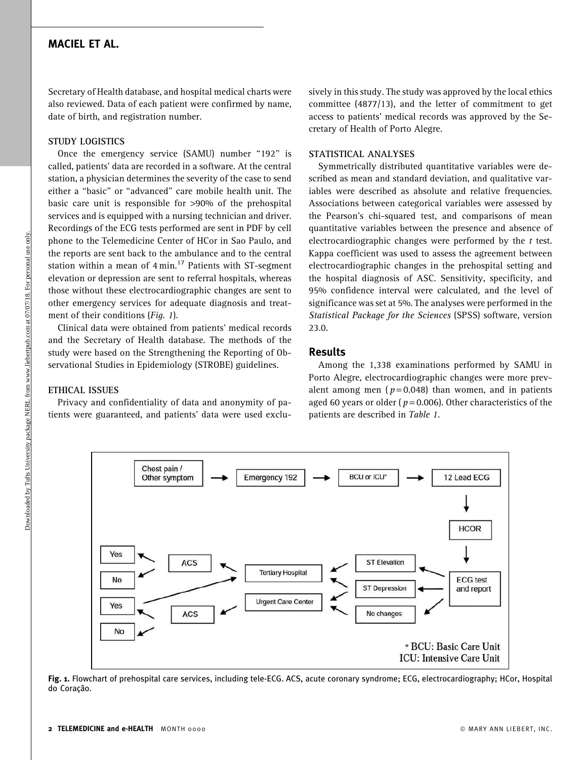Secretary of Health database, and hospital medical charts were also reviewed. Data of each patient were confirmed by name, date of birth, and registration number.

### STUDY LOGISTICS

Once the emergency service (SAMU) number "192" is called, patients' data are recorded in a software. At the central station, a physician determines the severity of the case to send either a "basic" or "advanced" care mobile health unit. The basic care unit is responsible for >90% of the prehospital services and is equipped with a nursing technician and driver. Recordings of the ECG tests performed are sent in PDF by cell phone to the Telemedicine Center of HCor in Sao Paulo, and the reports are sent back to the ambulance and to the central station within a mean of 4 min.[17] Patients with ST-segment elevation or depression are sent to referral hospitals, whereas those without these electrocardiographic changes are sent to other emergency services for adequate diagnosis and treatment of their conditions (*Fig. 1*).

Clinical data were obtained from patients' medical records and the Secretary of Health database. The methods of the study were based on the Strengthening the Reporting of Observational Studies in Epidemiology (STROBE) guidelines.

### ETHICAL ISSUES

Privacy and confidentiality of data and anonymity of patients were guaranteed, and patients' data were used exclusively in this study. The study was approved by the local ethics committee (4877/13), and the letter of commitment to get access to patients' medical records was approved by the Secretary of Health of Porto Alegre.

### STATISTICAL ANALYSES

Symmetrically distributed quantitative variables were described as mean and standard deviation, and qualitative variables were described as absolute and relative frequencies. Associations between categorical variables were assessed by the Pearson's chi-squared test, and comparisons of mean quantitative variables between the presence and absence of electrocardiographic changes were performed by the *t* test. Kappa coefficient was used to assess the agreement between electrocardiographic changes in the prehospital setting and the hospital diagnosis of ASC. Sensitivity, specificity, and 95% confidence interval were calculated, and the level of significance was set at 5%. The analyses were performed in the *Statistical Package for the Sciences* (SPSS) software, version 23.0.

## Results

Among the 1,338 examinations performed by SAMU in Porto Alegre, electrocardiographic changes were more prevalent among men ($p = 0.048$) than women, and in patients aged 60 years or older ($p = 0.006$). Other characteristics of the patients are described in *Table 1*.

**Fig. 1.** Flowchart of prehospital care services, including tele-ECG. ACS, acute coronary syndrome; ECG, electrocardiography; HCor, Hospital do Coração.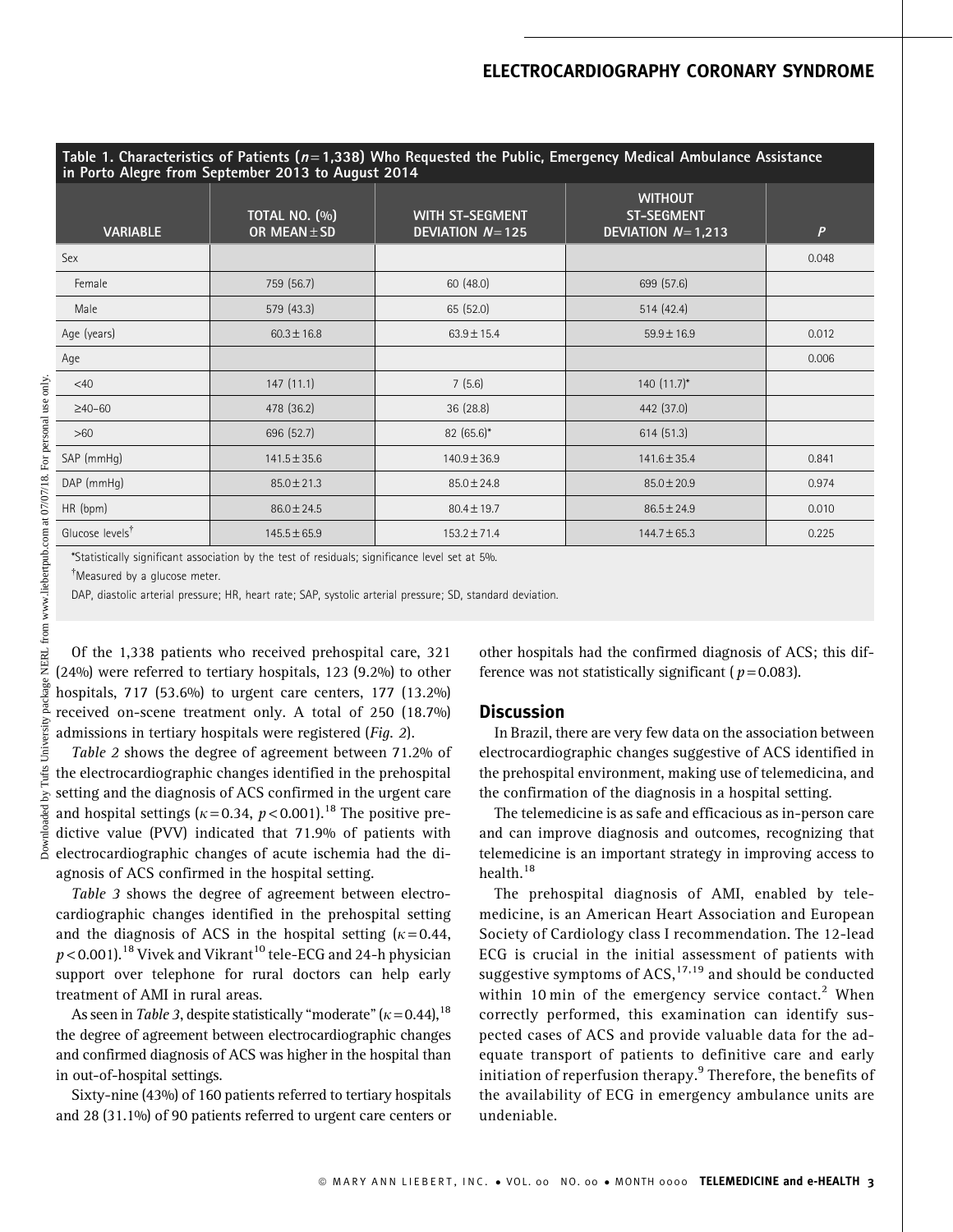Table 1. Characteristics of Patients ($n = 1,338$) Who Requested the Public, Emergency Medical Ambulance Assistance in Porto Alegre from September 2013 to August 2014

| VARIABLE | TOTAL NO. (%) OR MEAN ± SD | WITH ST-SEGMENT DEVIATION $N = 125$ | WITHOUT ST-SEGMENT DEVIATION $N = 1,213$ | $P$ |
|---|---|---|---|---|
| Sex | | | | 0.048 |
| Female | 759 (56.7) | 60 (48.0) | 699 (57.6) | |
| Male | 579 (43.3) | 65 (52.0) | 514 (42.4) | |
| Age (years) | 60.3 ± 16.8 | 63.9 ± 15.4 | 59.9 ± 16.9 | 0.012 |
| Age | | | | 0.006 |
| <40 | 147 (11.1) | 7 (5.6) | 140 (11.7)* | |
| ≥40–60 | 478 (36.2) | 36 (28.8) | 442 (37.0) | |
| >60 | 696 (52.7) | 82 (65.6)* | 614 (51.3) | |
| SAP (mmHg) | 141.5 ± 35.6 | 140.9 ± 36.9 | 141.6 ± 35.4 | 0.841 |
| DAP (mmHg) | 85.0 ± 21.3 | 85.0 ± 24.8 | 85.0 ± 20.9 | 0.974 |
| HR (bpm) | 86.0 ± 24.5 | 80.4 ± 19.7 | 86.5 ± 24.9 | 0.010 |
| Glucose levels† | 145.5 ± 65.9 | 153.2 ± 71.4 | 144.7 ± 65.3 | 0.225 |

*Statistically significant association by the test of residuals; significance level set at 5%.

†Measured by a glucose meter.

DAP, diastolic arterial pressure; HR, heart rate; SAP, systolic arterial pressure; SD, standard deviation.

Of the 1,338 patients who received prehospital care, 321 (24%) were referred to tertiary hospitals, 123 (9.2%) to other hospitals, 717 (53.6%) to urgent care centers, 177 (13.2%) received on-scene treatment only. A total of 250 (18.7%) admissions in tertiary hospitals were registered (*Fig. 2*).

*Table 2* shows the degree of agreement between 71.2% of the electrocardiographic changes identified in the prehospital setting and the diagnosis of ACS confirmed in the urgent care and hospital settings ($\kappa = 0.34$, $p < 0.001$).[18] The positive predictive value (PVV) indicated that 71.9% of patients with electrocardiographic changes of acute ischemia had the diagnosis of ACS confirmed in the hospital setting.

*Table 3* shows the degree of agreement between electrocardiographic changes identified in the prehospital setting and the diagnosis of ACS in the hospital setting ($\kappa = 0.44$, $p < 0.001$).[18] Vivek and Vikrant[10] tele-ECG and 24-h physician support over telephone for rural doctors can help early treatment of AMI in rural areas.

As seen in *Table 3*, despite statistically "moderate" ($\kappa = 0.44$),[18] the degree of agreement between electrocardiographic changes and confirmed diagnosis of ACS was higher in the hospital than in out-of-hospital settings.

Sixty-nine (43%) of 160 patients referred to tertiary hospitals and 28 (31.1%) of 90 patients referred to urgent care centers or other hospitals had the confirmed diagnosis of ACS; this difference was not statistically significant ($p = 0.083$).

## Discussion

In Brazil, there are very few data on the association between electrocardiographic changes suggestive of ACS identified in the prehospital environment, making use of telemedicina, and the confirmation of the diagnosis in a hospital setting.

The telemedicine is as safe and efficacious as in-person care and can improve diagnosis and outcomes, recognizing that telemedicine is an important strategy in improving access to health.[18]

The prehospital diagnosis of AMI, enabled by telemedicine, is an American Heart Association and European Society of Cardiology class I recommendation. The 12-lead ECG is crucial in the initial assessment of patients with suggestive symptoms of ACS,[17,19] and should be conducted within 10 min of the emergency service contact.[2] When correctly performed, this examination can identify suspected cases of ACS and provide valuable data for the adequate transport of patients to definitive care and early initiation of reperfusion therapy.[9] Therefore, the benefits of the availability of ECG in emergency ambulance units are undeniable.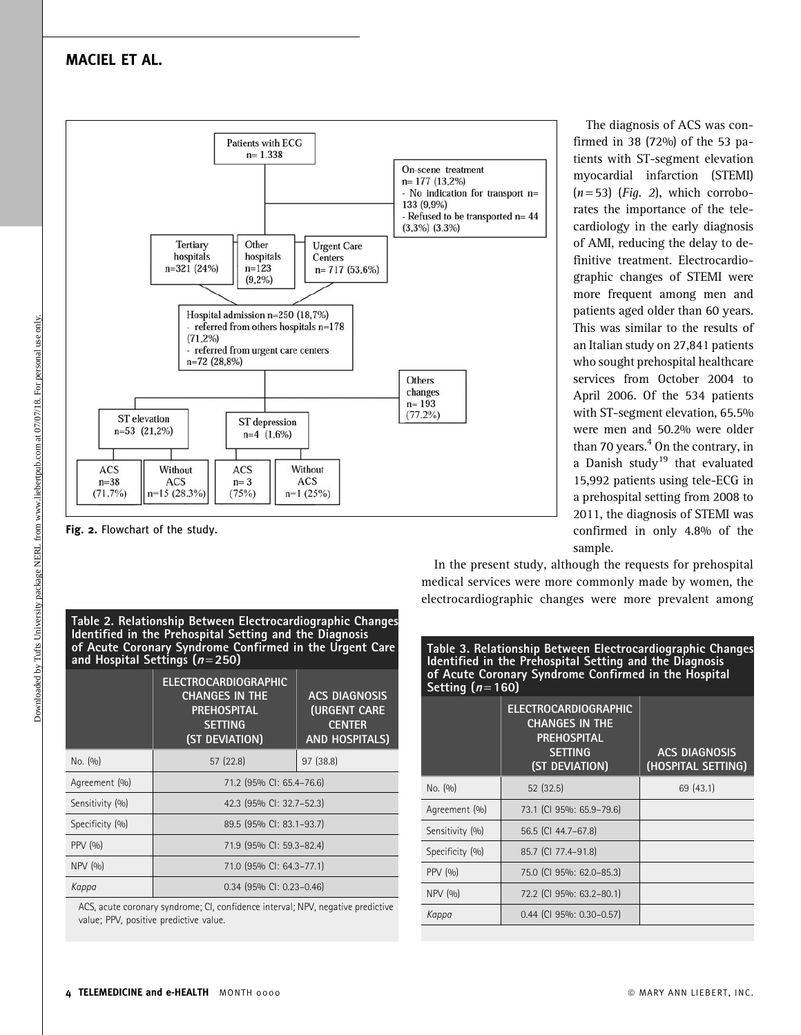**Fig. 2.** Flowchart of the study.

The diagnosis of ACS was confirmed in 38 (72%) of the 53 patients with ST-segment elevation myocardial infarction (STEMI) ($n = 53$) (*Fig. 2*), which corroborates the importance of the telecardiology in the early diagnosis of AMI, reducing the delay to definitive treatment. Electrocardiographic changes of STEMI were more frequent among men and patients aged older than 60 years. This was similar to the results of an Italian study on 27,841 patients who sought prehospital healthcare services from October 2004 to April 2006. Of the 534 patients with ST-segment elevation, 65.5% were men and 50.2% were older than 70 years.[4] On the contrary, in a Danish study[19] that evaluated 15,992 patients using tele-ECG in a prehospital setting from 2008 to 2011, the diagnosis of STEMI was confirmed in only 4.8% of the sample.

In the present study, although the requests for prehospital medical services were more commonly made by women, the electrocardiographic changes were more prevalent among

**Table 2. Relationship Between Electrocardiographic Changes Identified in the Prehospital Setting and the Diagnosis of Acute Coronary Syndrome Confirmed in the Urgent Care and Hospital Settings ($n = 250$)**

| | ELECTROCARDIOGRAPHIC CHANGES IN THE PREHOSPITAL SETTING (ST DEVIATION) | ACS DIAGNOSIS (URGENT CARE CENTER AND HOSPITALS) |
|---|---|---|
| No. (%) | 57 (22.8) | 97 (38.8) |
| Agreement (%) | 71.2 (95% CI: 65.4–76.6) | |
| Sensitivity (%) | 42.3 (95% CI: 32.7–52.3) | |
| Specificity (%) | 89.5 (95% CI: 83.1–93.7) | |
| PPV (%) | 71.9 (95% CI: 59.3–82.4) | |
| NPV (%) | 71.0 (95% CI: 64.3–77.1) | |
| *Kappa* | 0.34 (95% CI: 0.23–0.46) | |

ACS, acute coronary syndrome; CI, confidence interval; NPV, negative predictive value; PPV, positive predictive value.

**Table 3. Relationship Between Electrocardiographic Changes Identified in the Prehospital Setting and the Diagnosis of Acute Coronary Syndrome Confirmed in the Hospital Setting ($n = 160$)**

| | ELECTROCARDIOGRAPHIC CHANGES IN THE PREHOSPITAL SETTING (ST DEVIATION) | ACS DIAGNOSIS (HOSPITAL SETTING) |
|---|---|---|
| No. (%) | 52 (32.5) | 69 (43.1) |
| Agreement (%) | 73.1 (CI 95%: 65.9–79.6) | |
| Sensitivity (%) | 56.5 (CI 44.7–67.8) | |
| Specificity (%) | 85.7 (CI 77.4–91.8) | |
| PPV (%) | 75.0 (CI 95%: 62.0–85.3) | |
| NPV (%) | 72.2 (CI 95%: 63.2–80.1) | |
| *Kappa* | 0.44 (CI 95%: 0.30–0.57) | |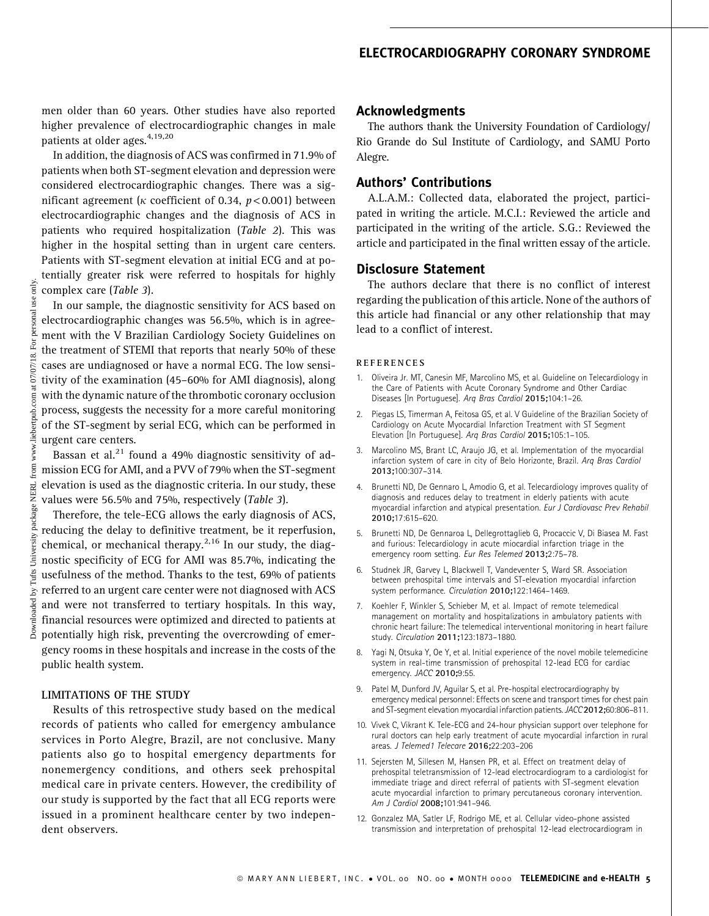men older than 60 years. Other studies have also reported higher prevalence of electrocardiographic changes in male patients at older ages.[4,19,20]

In addition, the diagnosis of ACS was confirmed in 71.9% of patients when both ST-segment elevation and depression were considered electrocardiographic changes. There was a significant agreement ($\kappa$ coefficient of 0.34, $p < 0.001$) between electrocardiographic changes and the diagnosis of ACS in patients who required hospitalization (*Table 2*). This was higher in the hospital setting than in urgent care centers. Patients with ST-segment elevation at initial ECG and at potentially greater risk were referred to hospitals for highly complex care (*Table 3*).

In our sample, the diagnostic sensitivity for ACS based on electrocardiographic changes was 56.5%, which is in agreement with the V Brazilian Cardiology Society Guidelines on the treatment of STEMI that reports that nearly 50% of these cases are undiagnosed or have a normal ECG. The low sensitivity of the examination (45–60% for AMI diagnosis), along with the dynamic nature of the thrombotic coronary occlusion process, suggests the necessity for a more careful monitoring of the ST-segment by serial ECG, which can be performed in urgent care centers.

Bassan et al.[21] found a 49% diagnostic sensitivity of admission ECG for AMI, and a PVV of 79% when the ST-segment elevation is used as the diagnostic criteria. In our study, these values were 56.5% and 75%, respectively (*Table 3*).

Therefore, the tele-ECG allows the early diagnosis of ACS, reducing the delay to definitive treatment, be it reperfusion, chemical, or mechanical therapy.[2,16] In our study, the diagnostic specificity of ECG for AMI was 85.7%, indicating the usefulness of the method. Thanks to the test, 69% of patients referred to an urgent care center were not diagnosed with ACS and were not transferred to tertiary hospitals. In this way, financial resources were optimized and directed to patients at potentially high risk, preventing the overcrowding of emergency rooms in these hospitals and increase in the costs of the public health system.

### LIMITATIONS OF THE STUDY

Results of this retrospective study based on the medical records of patients who called for emergency ambulance services in Porto Alegre, Brazil, are not conclusive. Many patients also go to hospital emergency departments for nonemergency conditions, and others seek prehospital medical care in private centers. However, the credibility of our study is supported by the fact that all ECG reports were issued in a prominent healthcare center by two independent observers.

## Acknowledgments

The authors thank the University Foundation of Cardiology/Rio Grande do Sul Institute of Cardiology, and SAMU Porto Alegre.

## Authors' Contributions

A.L.A.M.: Collected data, elaborated the project, participated in writing the article. M.C.I.: Reviewed the article and participated in the writing of the article. S.G.: Reviewed the article and participated in the final written essay of the article.

## Disclosure Statement

The authors declare that there is no conflict of interest regarding the publication of this article. None of the authors of this article had financial or any other relationship that may lead to a conflict of interest.

### REFERENCES

1. Oliveira Jr. MT, Canesin MF, Marcolino MS, et al. Guideline on Telecardiology in the Care of Patients with Acute Coronary Syndrome and Other Cardiac Diseases [In Portuguese]. *Arq Bras Cardiol* **2015;**104:1–26.
2. Piegas LS, Timerman A, Feitosa GS, et al. V Guideline of the Brazilian Society of Cardiology on Acute Myocardial Infarction Treatment with ST Segment Elevation [In Portuguese]. *Arq Bras Cardiol* **2015;**105:1–105.
3. Marcolino MS, Brant LC, Araujo JG, et al. Implementation of the myocardial infarction system of care in city of Belo Horizonte, Brazil. *Arq Bras Cardiol* **2013;**100:307–314.
4. Brunetti ND, De Gennaro L, Amodio G, et al. Telecardiology improves quality of diagnosis and reduces delay to treatment in elderly patients with acute myocardial infarction and atypical presentation. *Eur J Cardiovasc Prev Rehabil* **2010;**17:615–620.
5. Brunetti ND, De Gennaroa L, Dellegrottaglieb G, Procaccic V, Di Biasea M. Fast and furious: Telecardiology in acute miocardial infarction triage in the emergency room setting. *Eur Res Telemed* **2013;**2:75–78.
6. Studnek JR, Garvey L, Blackwell T, Vandeventer S, Ward SR. Association between prehospital time intervals and ST-elevation myocardial infarction system performance. *Circulation* **2010;**122:1464–1469.
7. Koehler F, Winkler S, Schieber M, et al. Impact of remote telemedical management on mortality and hospitalizations in ambulatory patients with chronic heart failure: The telemedical interventional monitoring in heart failure study. *Circulation* **2011;**123:1873–1880.
8. Yagi N, Otsuka Y, Oe Y, et al. Initial experience of the novel mobile telemedicine system in real-time transmission of prehospital 12-lead ECG for cardiac emergency. *JACC* **2010;**9:55.
9. Patel M, Dunford JV, Aguilar S, et al. Pre-hospital electrocardiography by emergency medical personnel: Effects on scene and transport times for chest pain and ST-segment elevation myocardial infarction patients. *JACC* **2012;**60:806–811.
10. Vivek C, Vikrant K. Tele-ECG and 24-hour physician support over telephone for rural doctors can help early treatment of acute myocardial infarction in rural areas. *J Telemed1 Telecare* **2016;**22:203–206
11. Sejersten M, Sillesen M, Hansen PR, et al. Effect on treatment delay of prehospital teletransmission of 12-lead electrocardiogram to a cardiologist for immediate triage and direct referral of patients with ST-segment elevation acute myocardial infarction to primary percutaneous coronary intervention. *Am J Cardiol* **2008;**101:941–946.
12. Gonzalez MA, Satler LF, Rodrigo ME, et al. Cellular video-phone assisted transmission and interpretation of prehospital 12-lead electrocardiogram in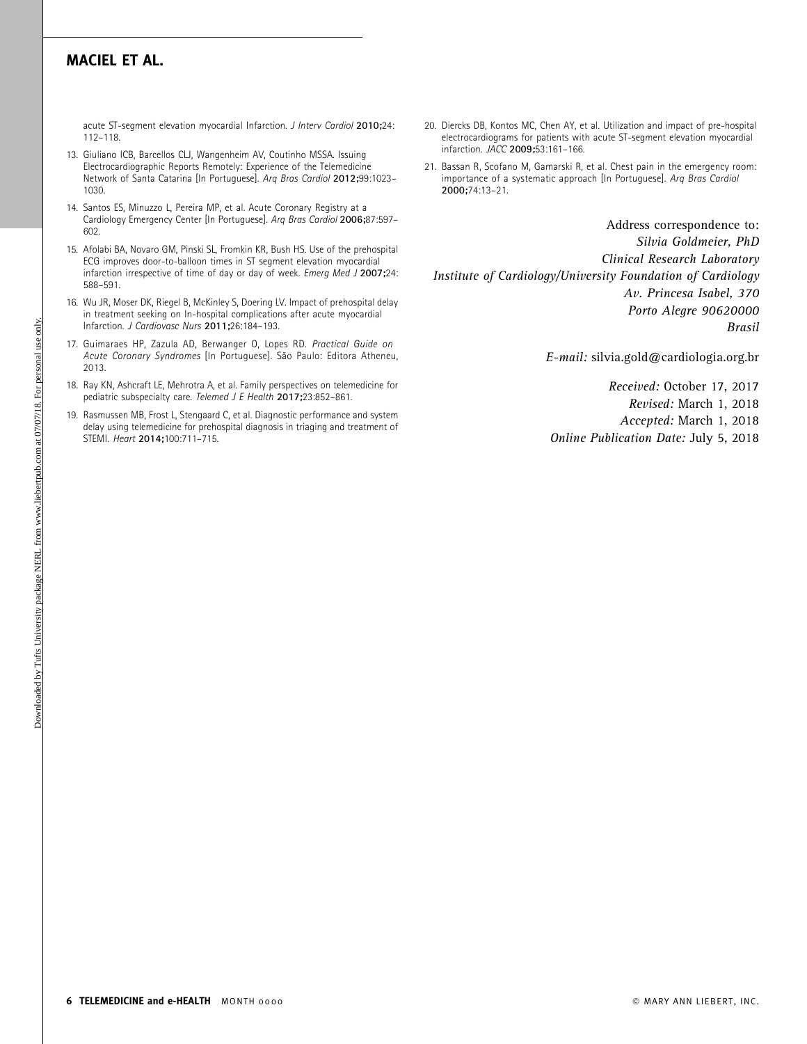acute ST-segment elevation myocardial Infarction. *J Interv Cardiol* **2010;**24: 112–118.

13. Giuliano ICB, Barcellos CLJ, Wangenheim AV, Coutinho MSSA. Issuing Electrocardiographic Reports Remotely: Experience of the Telemedicine Network of Santa Catarina [In Portuguese]. *Arq Bras Cardiol* **2012;**99:1023–1030.
14. Santos ES, Minuzzo L, Pereira MP, et al. Acute Coronary Registry at a Cardiology Emergency Center [In Portuguese]. *Arq Bras Cardiol* **2006;**87:597–602.
15. Afolabi BA, Novaro GM, Pinski SL, Fromkin KR, Bush HS. Use of the prehospital ECG improves door-to-balloon times in ST segment elevation myocardial infarction irrespective of time of day or day of week. *Emerg Med J* **2007;**24: 588–591.
16. Wu JR, Moser DK, Riegel B, McKinley S, Doering LV. Impact of prehospital delay in treatment seeking on In-hospital complications after acute myocardial Infarction. *J Cardiovasc Nurs* **2011;**26:184–193.
17. Guimaraes HP, Zazula AD, Berwanger O, Lopes RD. *Practical Guide on Acute Coronary Syndromes* [In Portuguese]. São Paulo: Editora Atheneu, 2013.
18. Ray KN, Ashcraft LE, Mehrotra A, et al. Family perspectives on telemedicine for pediatric subspecialty care. *Telemed J E Health* **2017;**23:852–861.
19. Rasmussen MB, Frost L, Stengaard C, et al. Diagnostic performance and system delay using telemedicine for prehospital diagnosis in triaging and treatment of STEMI. *Heart* **2014;**100:711–715.
20. Diercks DB, Kontos MC, Chen AY, et al. Utilization and impact of pre-hospital electrocardiograms for patients with acute ST-segment elevation myocardial infarction. *JACC* **2009;**53:161–166.
21. Bassan R, Scofano M, Gamarski R, et al. Chest pain in the emergency room: importance of a systematic approach [In Portuguese]. *Arq Bras Cardiol* **2000;**74:13–21.

Address correspondence to:
*Silvia Goldmeier, PhD*
*Clinical Research Laboratory*
*Institute of Cardiology/University Foundation of Cardiology*
*Av. Princesa Isabel, 370*
*Porto Alegre 90620000*
*Brasil*

*E-mail:* silvia.gold@cardiologia.org.br

*Received:* October 17, 2017
*Revised:* March 1, 2018
*Accepted:* March 1, 2018
*Online Publication Date:* July 5, 2018